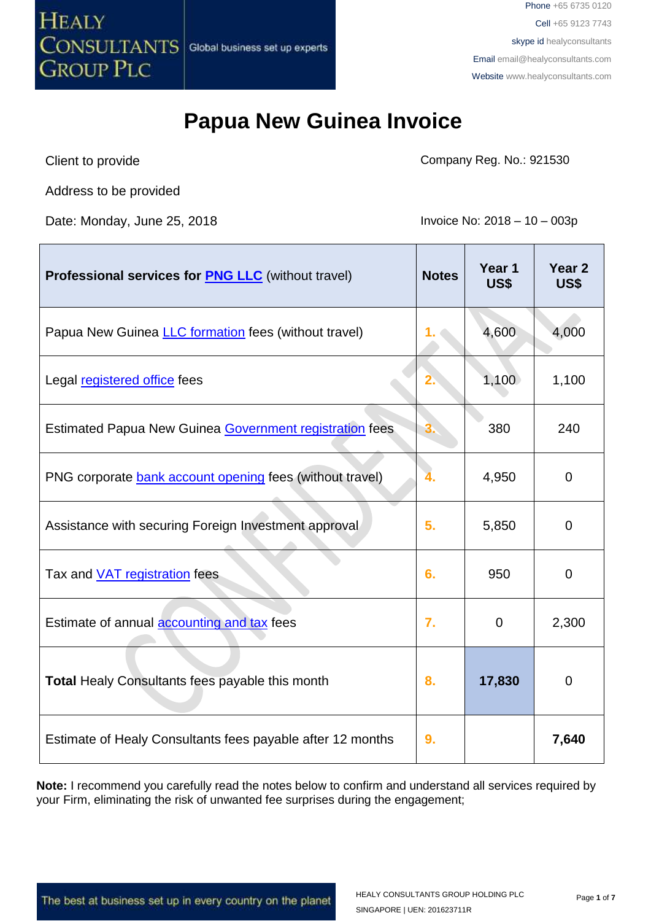# Papua New Guinea Invoice

Client to provide

Address to be provided

Date: Monday, June 25, 2018

Company Reg. No.: 921530

Invoice No: 2018 – 10 – 003p

| **Professional services for PNG LLC** (without travel) | **Notes** | **Year 1 US$** | **Year 2 US$** |
|---|---|---|---|
| Papua New Guinea LLC formation fees (without travel) | 1. | 4,600 | 4,000 |
| Legal registered office fees | 2. | 1,100 | 1,100 |
| Estimated Papua New Guinea Government registration fees | 3. | 380 | 240 |
| PNG corporate bank account opening fees (without travel) | 4. | 4,950 | 0 |
| Assistance with securing Foreign Investment approval | 5. | 5,850 | 0 |
| Tax and VAT registration fees | 6. | 950 | 0 |
| Estimate of annual accounting and tax fees | 7. | 0 | 2,300 |
| **Total** Healy Consultants fees payable this month | 8. | **17,830** | 0 |
| Estimate of Healy Consultants fees payable after 12 months | 9. | | **7,640** |

**Note:** I recommend you carefully read the notes below to confirm and understand all services required by your Firm, eliminating the risk of unwanted fee surprises during the engagement;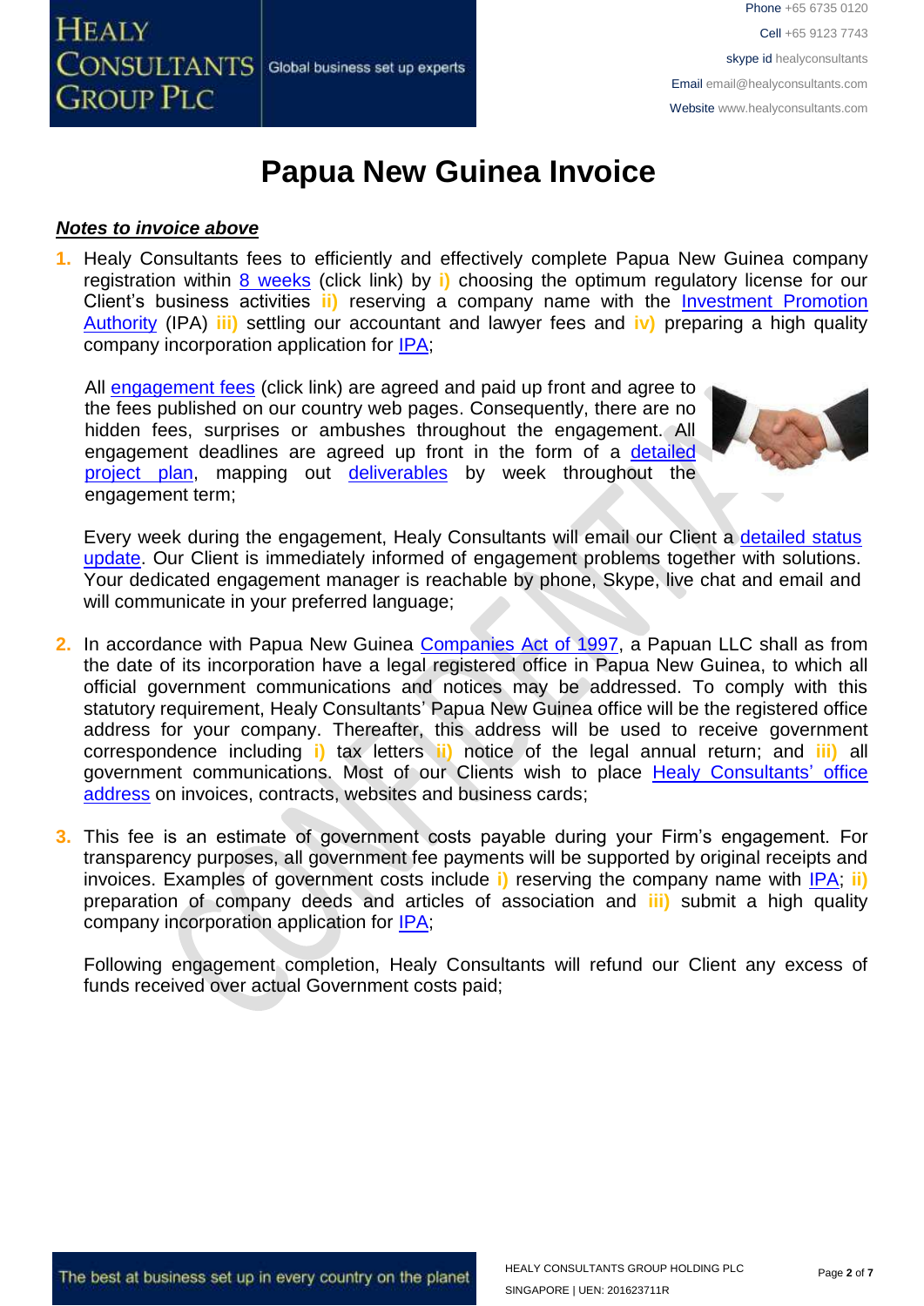# Papua New Guinea Invoice

***Notes to invoice above***

1. Healy Consultants fees to efficiently and effectively complete Papua New Guinea company registration within 8 weeks (click link) by **i)** choosing the optimum regulatory license for our Client's business activities **ii)** reserving a company name with the Investment Promotion Authority (IPA) **iii)** settling our accountant and lawyer fees and **iv)** preparing a high quality company incorporation application for IPA;

   All engagement fees (click link) are agreed and paid up front and agree to the fees published on our country web pages. Consequently, there are no hidden fees, surprises or ambushes throughout the engagement. All engagement deadlines are agreed up front in the form of a detailed project plan, mapping out deliverables by week throughout the engagement term;

   Every week during the engagement, Healy Consultants will email our Client a detailed status update. Our Client is immediately informed of engagement problems together with solutions. Your dedicated engagement manager is reachable by phone, Skype, live chat and email and will communicate in your preferred language;

2. In accordance with Papua New Guinea Companies Act of 1997, a Papuan LLC shall as from the date of its incorporation have a legal registered office in Papua New Guinea, to which all official government communications and notices may be addressed. To comply with this statutory requirement, Healy Consultants' Papua New Guinea office will be the registered office address for your company. Thereafter, this address will be used to receive government correspondence including **i)** tax letters **ii)** notice of the legal annual return; and **iii)** all government communications. Most of our Clients wish to place Healy Consultants' office address on invoices, contracts, websites and business cards;

3. This fee is an estimate of government costs payable during your Firm's engagement. For transparency purposes, all government fee payments will be supported by original receipts and invoices. Examples of government costs include **i)** reserving the company name with IPA; **ii)** preparation of company deeds and articles of association and **iii)** submit a high quality company incorporation application for IPA;

   Following engagement completion, Healy Consultants will refund our Client any excess of funds received over actual Government costs paid;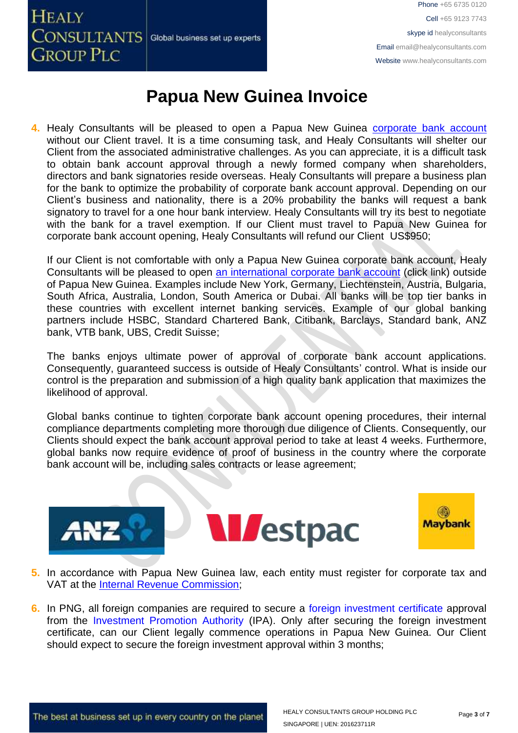# Papua New Guinea Invoice

4. Healy Consultants will be pleased to open a Papua New Guinea corporate bank account without our Client travel. It is a time consuming task, and Healy Consultants will shelter our Client from the associated administrative challenges. As you can appreciate, it is a difficult task to obtain bank account approval through a newly formed company when shareholders, directors and bank signatories reside overseas. Healy Consultants will prepare a business plan for the bank to optimize the probability of corporate bank account approval. Depending on our Client's business and nationality, there is a 20% probability the banks will request a bank signatory to travel for a one hour bank interview. Healy Consultants will try its best to negotiate with the bank for a travel exemption. If our Client must travel to Papua New Guinea for corporate bank account opening, Healy Consultants will refund our Client US$950;

   If our Client is not comfortable with only a Papua New Guinea corporate bank account, Healy Consultants will be pleased to open an international corporate bank account (click link) outside of Papua New Guinea. Examples include New York, Germany, Liechtenstein, Austria, Bulgaria, South Africa, Australia, London, South America or Dubai. All banks will be top tier banks in these countries with excellent internet banking services. Example of our global banking partners include HSBC, Standard Chartered Bank, Citibank, Barclays, Standard bank, ANZ bank, VTB bank, UBS, Credit Suisse;

   The banks enjoys ultimate power of approval of corporate bank account applications. Consequently, guaranteed success is outside of Healy Consultants' control. What is inside our control is the preparation and submission of a high quality bank application that maximizes the likelihood of approval.

   Global banks continue to tighten corporate bank account opening procedures, their internal compliance departments completing more thorough due diligence of Clients. Consequently, our Clients should expect the bank account approval period to take at least 4 weeks. Furthermore, global banks now require evidence of proof of business in the country where the corporate bank account will be, including sales contracts or lease agreement;

5. In accordance with Papua New Guinea law, each entity must register for corporate tax and VAT at the Internal Revenue Commission;

6. In PNG, all foreign companies are required to secure a foreign investment certificate approval from the Investment Promotion Authority (IPA). Only after securing the foreign investment certificate, can our Client legally commence operations in Papua New Guinea. Our Client should expect to secure the foreign investment approval within 3 months;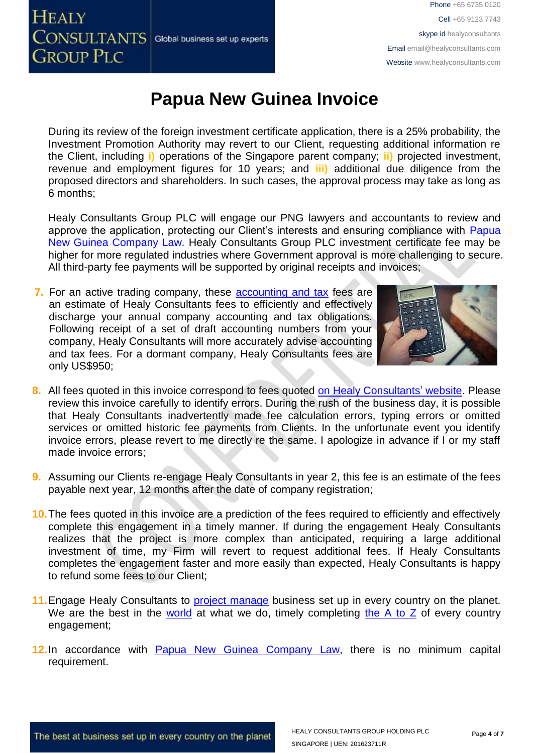# Papua New Guinea Invoice

During its review of the foreign investment certificate application, there is a 25% probability, the Investment Promotion Authority may revert to our Client, requesting additional information re the Client, including **i)** operations of the Singapore parent company; **ii)** projected investment, revenue and employment figures for 10 years; and **iii)** additional due diligence from the proposed directors and shareholders. In such cases, the approval process may take as long as 6 months;

Healy Consultants Group PLC will engage our PNG lawyers and accountants to review and approve the application, protecting our Client's interests and ensuring compliance with Papua New Guinea Company Law. Healy Consultants Group PLC investment certificate fee may be higher for more regulated industries where Government approval is more challenging to secure. All third-party fee payments will be supported by original receipts and invoices;

7. For an active trading company, these accounting and tax fees are an estimate of Healy Consultants fees to efficiently and effectively discharge your annual company accounting and tax obligations. Following receipt of a set of draft accounting numbers from your company, Healy Consultants will more accurately advise accounting and tax fees. For a dormant company, Healy Consultants fees are only US$950;

8. All fees quoted in this invoice correspond to fees quoted on Healy Consultants' website. Please review this invoice carefully to identify errors. During the rush of the business day, it is possible that Healy Consultants inadvertently made fee calculation errors, typing errors or omitted services or omitted historic fee payments from Clients. In the unfortunate event you identify invoice errors, please revert to me directly re the same. I apologize in advance if I or my staff made invoice errors;

9. Assuming our Clients re-engage Healy Consultants in year 2, this fee is an estimate of the fees payable next year, 12 months after the date of company registration;

10. The fees quoted in this invoice are a prediction of the fees required to efficiently and effectively complete this engagement in a timely manner. If during the engagement Healy Consultants realizes that the project is more complex than anticipated, requiring a large additional investment of time, my Firm will revert to request additional fees. If Healy Consultants completes the engagement faster and more easily than expected, Healy Consultants is happy to refund some fees to our Client;

11. Engage Healy Consultants to project manage business set up in every country on the planet. We are the best in the world at what we do, timely completing the A to Z of every country engagement;

12. In accordance with Papua New Guinea Company Law, there is no minimum capital requirement.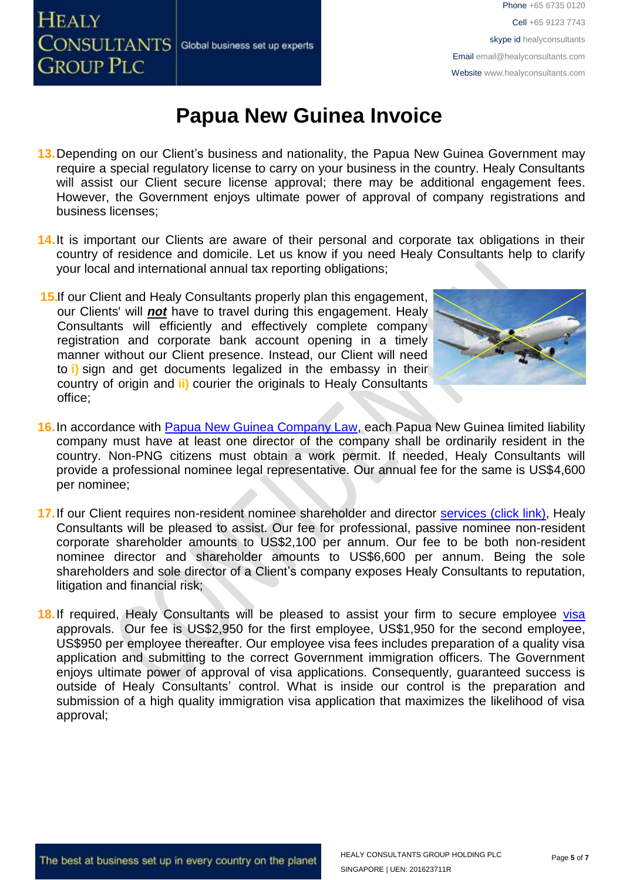# Papua New Guinea Invoice

13. Depending on our Client's business and nationality, the Papua New Guinea Government may require a special regulatory license to carry on your business in the country. Healy Consultants will assist our Client secure license approval; there may be additional engagement fees. However, the Government enjoys ultimate power of approval of company registrations and business licenses;

14. It is important our Clients are aware of their personal and corporate tax obligations in their country of residence and domicile. Let us know if you need Healy Consultants help to clarify your local and international annual tax reporting obligations;

15. If our Client and Healy Consultants properly plan this engagement, our Clients' will ***not*** have to travel during this engagement. Healy Consultants will efficiently and effectively complete company registration and corporate bank account opening in a timely manner without our Client presence. Instead, our Client will need to **i)** sign and get documents legalized in the embassy in their country of origin and **ii)** courier the originals to Healy Consultants office;

16. In accordance with Papua New Guinea Company Law, each Papua New Guinea limited liability company must have at least one director of the company shall be ordinarily resident in the country. Non-PNG citizens must obtain a work permit. If needed, Healy Consultants will provide a professional nominee legal representative. Our annual fee for the same is US$4,600 per nominee;

17. If our Client requires non-resident nominee shareholder and director services (click link), Healy Consultants will be pleased to assist. Our fee for professional, passive nominee non-resident corporate shareholder amounts to US$2,100 per annum. Our fee to be both non-resident nominee director and shareholder amounts to US$6,600 per annum. Being the sole shareholders and sole director of a Client's company exposes Healy Consultants to reputation, litigation and financial risk;

18. If required, Healy Consultants will be pleased to assist your firm to secure employee visa approvals. Our fee is US$2,950 for the first employee, US$1,950 for the second employee, US$950 per employee thereafter. Our employee visa fees includes preparation of a quality visa application and submitting to the correct Government immigration officers. The Government enjoys ultimate power of approval of visa applications. Consequently, guaranteed success is outside of Healy Consultants' control. What is inside our control is the preparation and submission of a high quality immigration visa application that maximizes the likelihood of visa approval;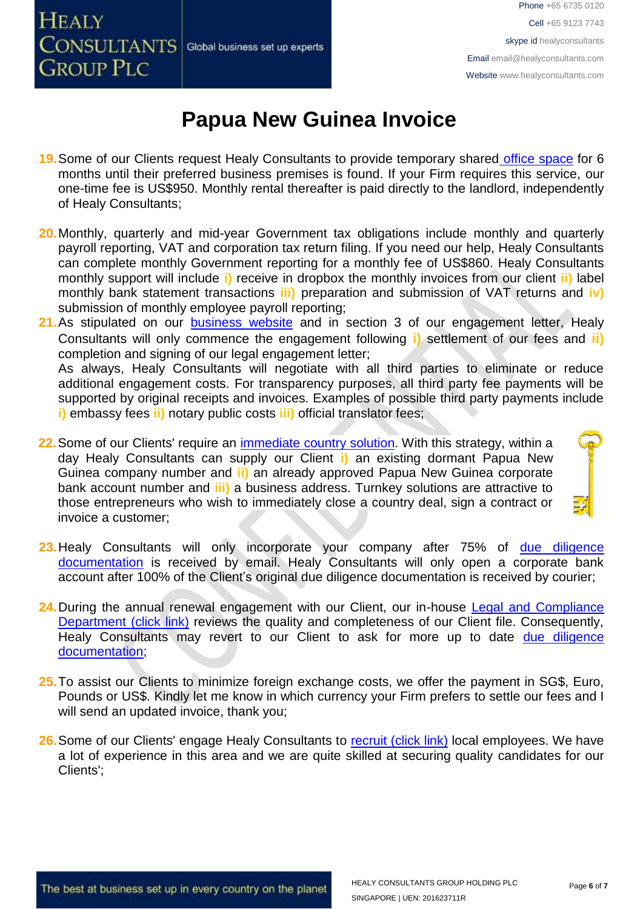# Papua New Guinea Invoice

19. Some of our Clients request Healy Consultants to provide temporary shared office space for 6 months until their preferred business premises is found. If your Firm requires this service, our one-time fee is US$950. Monthly rental thereafter is paid directly to the landlord, independently of Healy Consultants;

20. Monthly, quarterly and mid-year Government tax obligations include monthly and quarterly payroll reporting, VAT and corporation tax return filing. If you need our help, Healy Consultants can complete monthly Government reporting for a monthly fee of US$860. Healy Consultants monthly support will include **i)** receive in dropbox the monthly invoices from our client **ii)** label monthly bank statement transactions **iii)** preparation and submission of VAT returns and **iv)** submission of monthly employee payroll reporting;

21. As stipulated on our business website and in section 3 of our engagement letter, Healy Consultants will only commence the engagement following **i)** settlement of our fees and **ii)** completion and signing of our legal engagement letter;
    As always, Healy Consultants will negotiate with all third parties to eliminate or reduce additional engagement costs. For transparency purposes, all third party fee payments will be supported by original receipts and invoices. Examples of possible third party payments include **i)** embassy fees **ii)** notary public costs **iii)** official translator fees;

22. Some of our Clients' require an immediate country solution. With this strategy, within a day Healy Consultants can supply our Client **i)** an existing dormant Papua New Guinea company number and **ii)** an already approved Papua New Guinea corporate bank account number and **iii)** a business address. Turnkey solutions are attractive to those entrepreneurs who wish to immediately close a country deal, sign a contract or invoice a customer;

23. Healy Consultants will only incorporate your company after 75% of due diligence documentation is received by email. Healy Consultants will only open a corporate bank account after 100% of the Client's original due diligence documentation is received by courier;

24. During the annual renewal engagement with our Client, our in-house Legal and Compliance Department (click link) reviews the quality and completeness of our Client file. Consequently, Healy Consultants may revert to our Client to ask for more up to date due diligence documentation;

25. To assist our Clients to minimize foreign exchange costs, we offer the payment in SG$, Euro, Pounds or US$. Kindly let me know in which currency your Firm prefers to settle our fees and I will send an updated invoice, thank you;

26. Some of our Clients' engage Healy Consultants to recruit (click link) local employees. We have a lot of experience in this area and we are quite skilled at securing quality candidates for our Clients';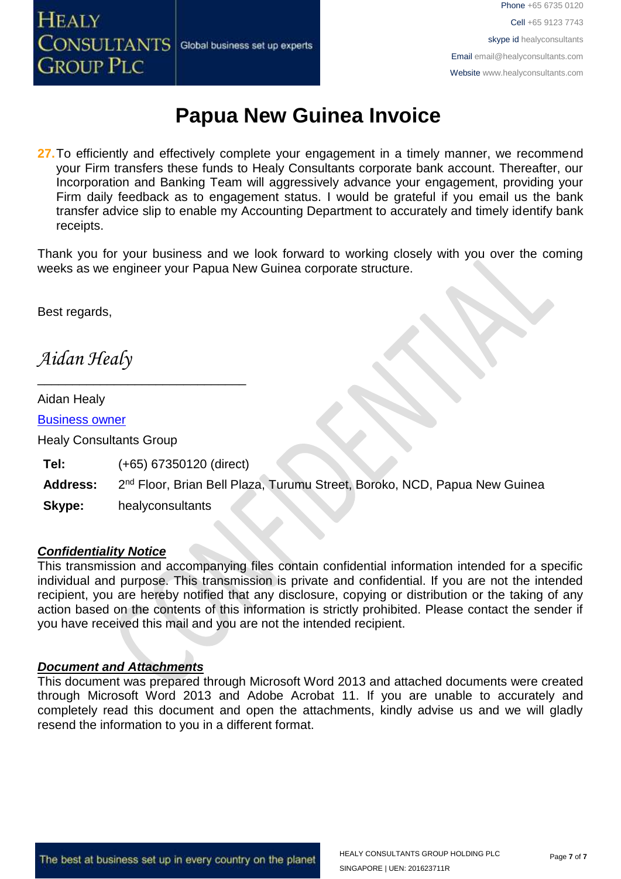# Papua New Guinea Invoice

27. To efficiently and effectively complete your engagement in a timely manner, we recommend your Firm transfers these funds to Healy Consultants corporate bank account. Thereafter, our Incorporation and Banking Team will aggressively advance your engagement, providing your Firm daily feedback as to engagement status. I would be grateful if you email us the bank transfer advice slip to enable my Accounting Department to accurately and timely identify bank receipts.

Thank you for your business and we look forward to working closely with you over the coming weeks as we engineer your Papua New Guinea corporate structure.

Best regards,

*Aidan Healy*

______________________________

Aidan Healy

Business owner

Healy Consultants Group

| | |
|---|---|
| **Tel:** | (+65) 67350120 (direct) |
| **Address:** | 2nd Floor, Brian Bell Plaza, Turumu Street, Boroko, NCD, Papua New Guinea |
| **Skype:** | healyconsultants |

***Confidentiality Notice***

This transmission and accompanying files contain confidential information intended for a specific individual and purpose. This transmission is private and confidential. If you are not the intended recipient, you are hereby notified that any disclosure, copying or distribution or the taking of any action based on the contents of this information is strictly prohibited. Please contact the sender if you have received this mail and you are not the intended recipient.

***Document and Attachments***

This document was prepared through Microsoft Word 2013 and attached documents were created through Microsoft Word 2013 and Adobe Acrobat 11. If you are unable to accurately and completely read this document and open the attachments, kindly advise us and we will gladly resend the information to you in a different format.